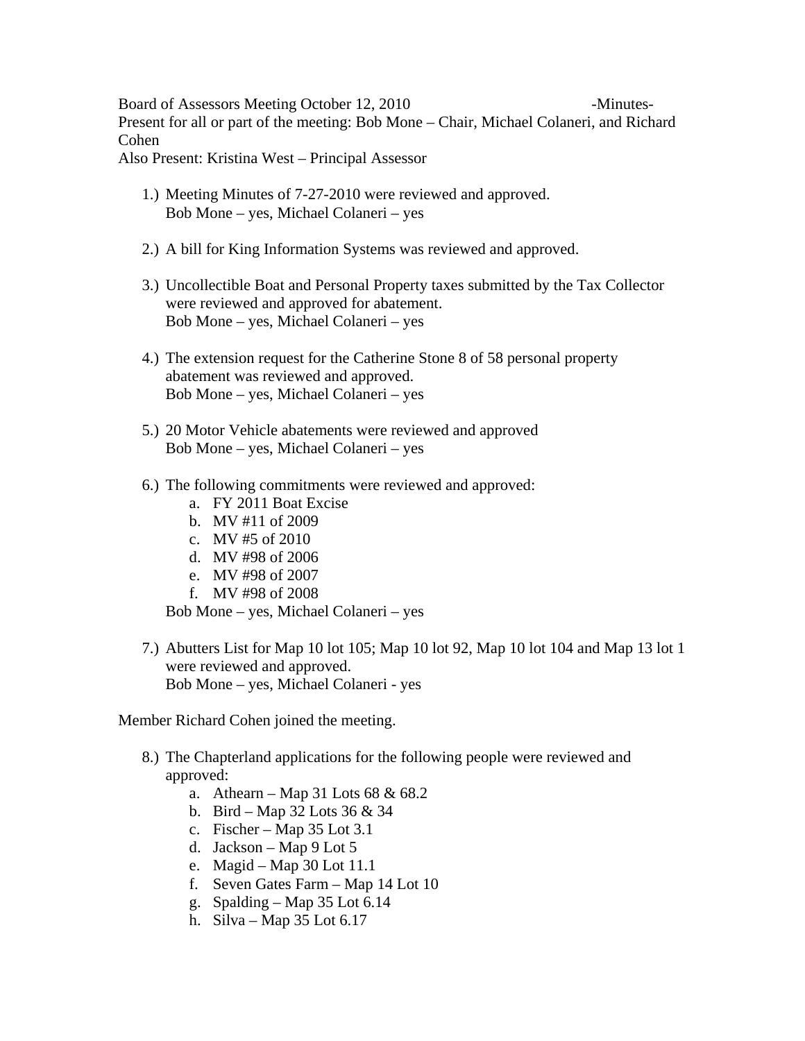Board of Assessors Meeting October 12, 2010 -Minutes-

Present for all or part of the meeting: Bob Mone – Chair, Michael Colaneri, and Richard Cohen

Also Present: Kristina West – Principal Assessor

1.) Meeting Minutes of 7-27-2010 were reviewed and approved.
    Bob Mone – yes, Michael Colaneri – yes

2.) A bill for King Information Systems was reviewed and approved.

3.) Uncollectible Boat and Personal Property taxes submitted by the Tax Collector were reviewed and approved for abatement.
    Bob Mone – yes, Michael Colaneri – yes

4.) The extension request for the Catherine Stone 8 of 58 personal property abatement was reviewed and approved.
    Bob Mone – yes, Michael Colaneri – yes

5.) 20 Motor Vehicle abatements were reviewed and approved
    Bob Mone – yes, Michael Colaneri – yes

6.) The following commitments were reviewed and approved:
    a. FY 2011 Boat Excise
    b. MV #11 of 2009
    c. MV #5 of 2010
    d. MV #98 of 2006
    e. MV #98 of 2007
    f. MV #98 of 2008

    Bob Mone – yes, Michael Colaneri – yes

7.) Abutters List for Map 10 lot 105; Map 10 lot 92, Map 10 lot 104 and Map 13 lot 1 were reviewed and approved.
    Bob Mone – yes, Michael Colaneri - yes

Member Richard Cohen joined the meeting.

8.) The Chapterland applications for the following people were reviewed and approved:
    a. Athearn – Map 31 Lots 68 & 68.2
    b. Bird – Map 32 Lots 36 & 34
    c. Fischer – Map 35 Lot 3.1
    d. Jackson – Map 9 Lot 5
    e. Magid – Map 30 Lot 11.1
    f. Seven Gates Farm – Map 14 Lot 10
    g. Spalding – Map 35 Lot 6.14
    h. Silva – Map 35 Lot 6.17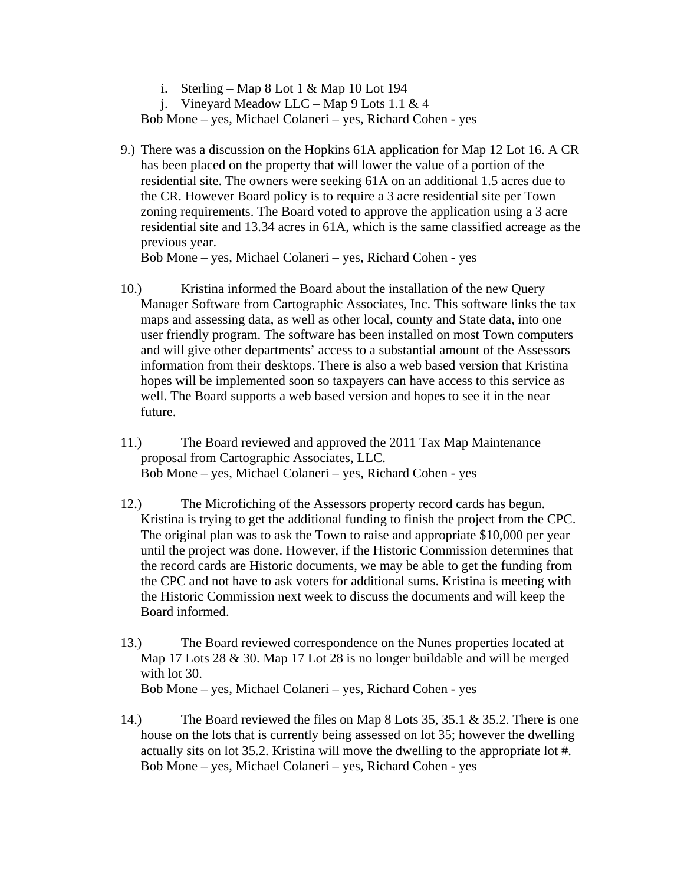i. Sterling – Map 8 Lot 1 & Map 10 Lot 194
   j. Vineyard Meadow LLC – Map 9 Lots 1.1 & 4

   Bob Mone – yes, Michael Colaneri – yes, Richard Cohen - yes

9.) There was a discussion on the Hopkins 61A application for Map 12 Lot 16. A CR has been placed on the property that will lower the value of a portion of the residential site. The owners were seeking 61A on an additional 1.5 acres due to the CR. However Board policy is to require a 3 acre residential site per Town zoning requirements. The Board voted to approve the application using a 3 acre residential site and 13.34 acres in 61A, which is the same classified acreage as the previous year.
   Bob Mone – yes, Michael Colaneri – yes, Richard Cohen - yes

10.) Kristina informed the Board about the installation of the new Query Manager Software from Cartographic Associates, Inc. This software links the tax maps and assessing data, as well as other local, county and State data, into one user friendly program. The software has been installed on most Town computers and will give other departments' access to a substantial amount of the Assessors information from their desktops. There is also a web based version that Kristina hopes will be implemented soon so taxpayers can have access to this service as well. The Board supports a web based version and hopes to see it in the near future.

11.) The Board reviewed and approved the 2011 Tax Map Maintenance proposal from Cartographic Associates, LLC.
   Bob Mone – yes, Michael Colaneri – yes, Richard Cohen - yes

12.) The Microfiching of the Assessors property record cards has begun. Kristina is trying to get the additional funding to finish the project from the CPC. The original plan was to ask the Town to raise and appropriate $10,000 per year until the project was done. However, if the Historic Commission determines that the record cards are Historic documents, we may be able to get the funding from the CPC and not have to ask voters for additional sums. Kristina is meeting with the Historic Commission next week to discuss the documents and will keep the Board informed.

13.) The Board reviewed correspondence on the Nunes properties located at Map 17 Lots 28 & 30. Map 17 Lot 28 is no longer buildable and will be merged with lot 30.
   Bob Mone – yes, Michael Colaneri – yes, Richard Cohen - yes

14.) The Board reviewed the files on Map 8 Lots 35, 35.1 & 35.2. There is one house on the lots that is currently being assessed on lot 35; however the dwelling actually sits on lot 35.2. Kristina will move the dwelling to the appropriate lot #.
   Bob Mone – yes, Michael Colaneri – yes, Richard Cohen - yes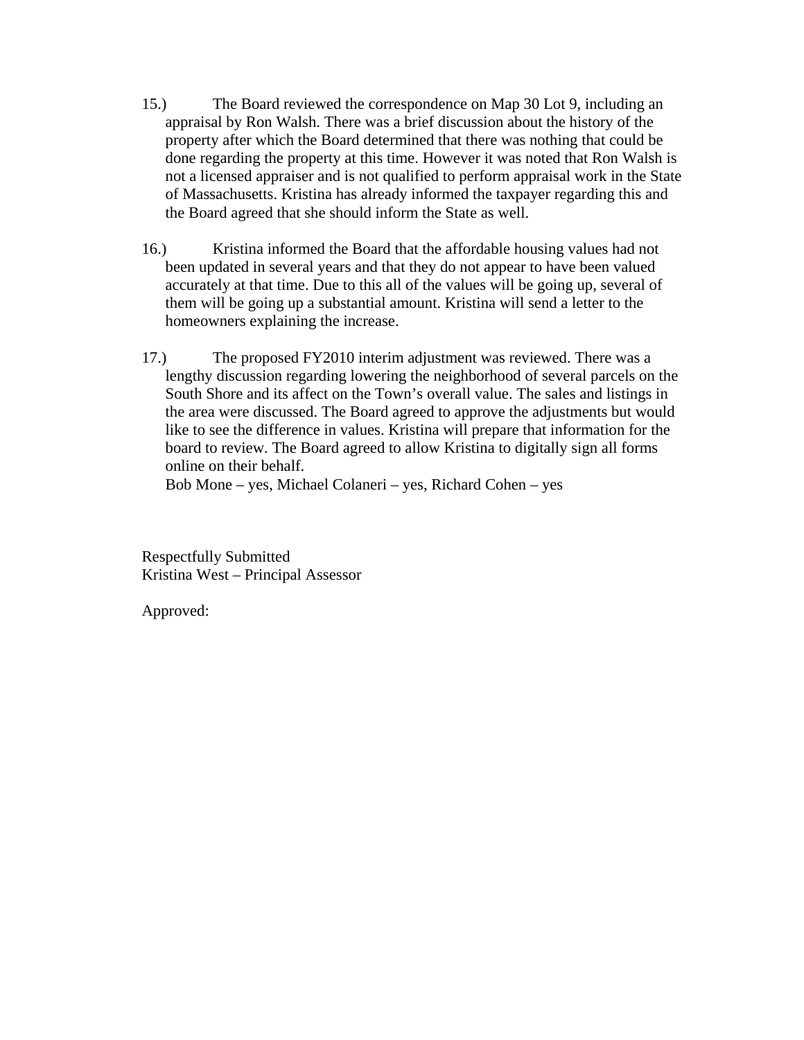15.) The Board reviewed the correspondence on Map 30 Lot 9, including an appraisal by Ron Walsh. There was a brief discussion about the history of the property after which the Board determined that there was nothing that could be done regarding the property at this time. However it was noted that Ron Walsh is not a licensed appraiser and is not qualified to perform appraisal work in the State of Massachusetts. Kristina has already informed the taxpayer regarding this and the Board agreed that she should inform the State as well.

16.) Kristina informed the Board that the affordable housing values had not been updated in several years and that they do not appear to have been valued accurately at that time. Due to this all of the values will be going up, several of them will be going up a substantial amount. Kristina will send a letter to the homeowners explaining the increase.

17.) The proposed FY2010 interim adjustment was reviewed. There was a lengthy discussion regarding lowering the neighborhood of several parcels on the South Shore and its affect on the Town's overall value. The sales and listings in the area were discussed. The Board agreed to approve the adjustments but would like to see the difference in values. Kristina will prepare that information for the board to review. The Board agreed to allow Kristina to digitally sign all forms online on their behalf.
Bob Mone – yes, Michael Colaneri – yes, Richard Cohen – yes

Respectfully Submitted
Kristina West – Principal Assessor

Approved: